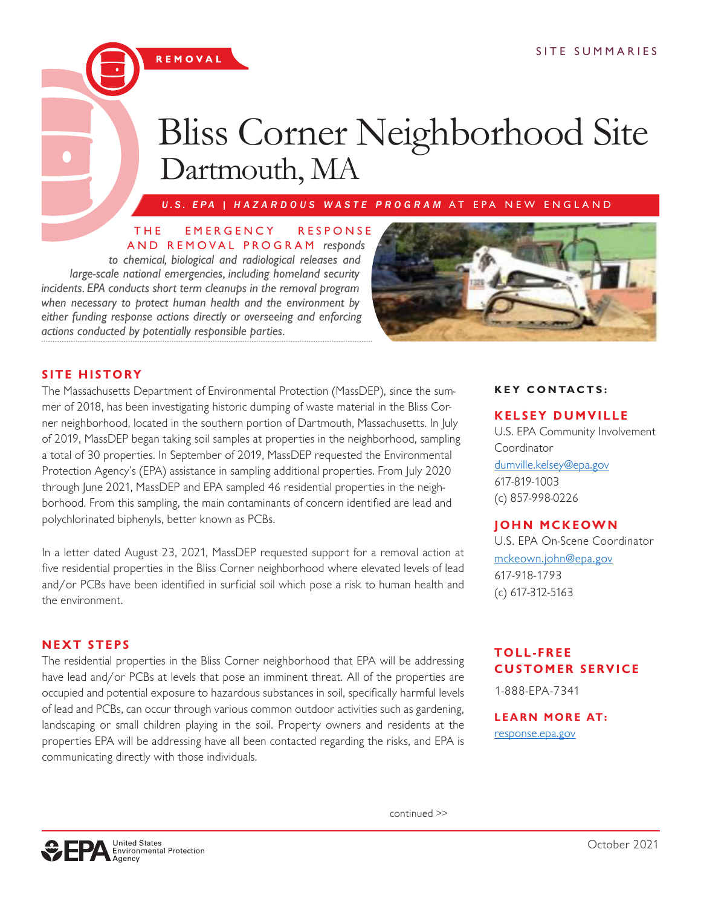REMOVAL

SITE SUMMARIES

# Bliss Corner Neighborhood Site
## Dartmouth, MA

**U.S. EPA | HAZARDOUS WASTE PROGRAM AT EPA NEW ENGLAND**

THE EMERGENCY RESPONSE AND REMOVAL PROGRAM *responds to chemical, biological and radiological releases and large-scale national emergencies, including homeland security incidents. EPA conducts short term cleanups in the removal program when necessary to protect human health and the environment by either funding response actions directly or overseeing and enforcing actions conducted by potentially responsible parties.*

## SITE HISTORY

The Massachusetts Department of Environmental Protection (MassDEP), since the summer of 2018, has been investigating historic dumping of waste material in the Bliss Corner neighborhood, located in the southern portion of Dartmouth, Massachusetts. In July of 2019, MassDEP began taking soil samples at properties in the neighborhood, sampling a total of 30 properties. In September of 2019, MassDEP requested the Environmental Protection Agency's (EPA) assistance in sampling additional properties. From July 2020 through June 2021, MassDEP and EPA sampled 46 residential properties in the neighborhood. From this sampling, the main contaminants of concern identified are lead and polychlorinated biphenyls, better known as PCBs.

In a letter dated August 23, 2021, MassDEP requested support for a removal action at five residential properties in the Bliss Corner neighborhood where elevated levels of lead and/or PCBs have been identified in surficial soil which pose a risk to human health and the environment.

## NEXT STEPS

The residential properties in the Bliss Corner neighborhood that EPA will be addressing have lead and/or PCBs at levels that pose an imminent threat. All of the properties are occupied and potential exposure to hazardous substances in soil, specifically harmful levels of lead and PCBs, can occur through various common outdoor activities such as gardening, landscaping or small children playing in the soil. Property owners and residents at the properties EPA will be addressing have all been contacted regarding the risks, and EPA is communicating directly with those individuals.

continued >>

### KEY CONTACTS:

**KELSEY DUMVILLE**
U.S. EPA Community Involvement Coordinator
dumville.kelsey@epa.gov
617-819-1003
(c) 857-998-0226

**JOHN MCKEOWN**
U.S. EPA On-Scene Coordinator
mckeown.john@epa.gov
617-918-1793
(c) 617-312-5163

### TOLL-FREE CUSTOMER SERVICE

1-888-EPA-7341

### LEARN MORE AT:

response.epa.gov

October 2021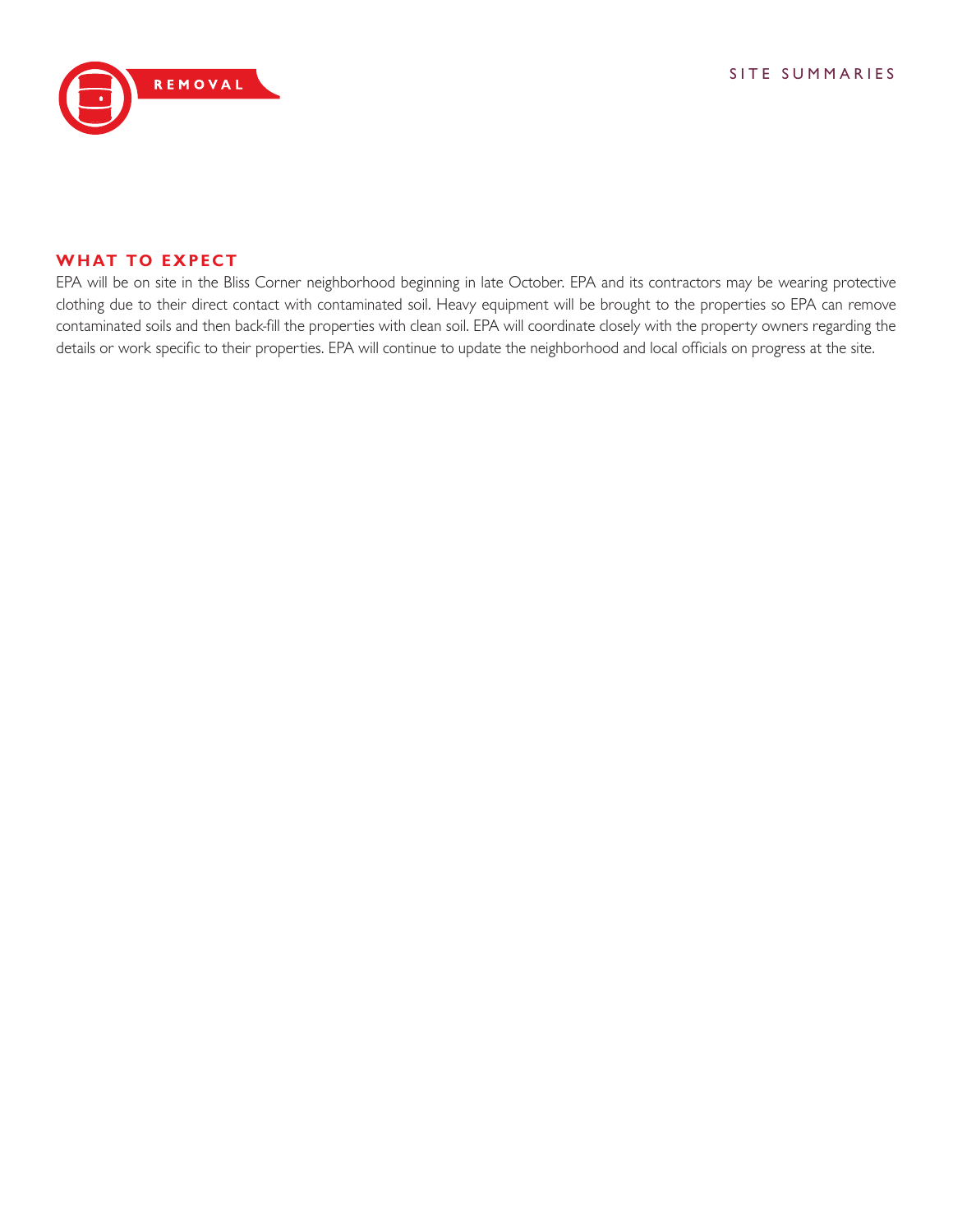## WHAT TO EXPECT

EPA will be on site in the Bliss Corner neighborhood beginning in late October. EPA and its contractors may be wearing protective clothing due to their direct contact with contaminated soil. Heavy equipment will be brought to the properties so EPA can remove contaminated soils and then back-fill the properties with clean soil. EPA will coordinate closely with the property owners regarding the details or work specific to their properties. EPA will continue to update the neighborhood and local officials on progress at the site.